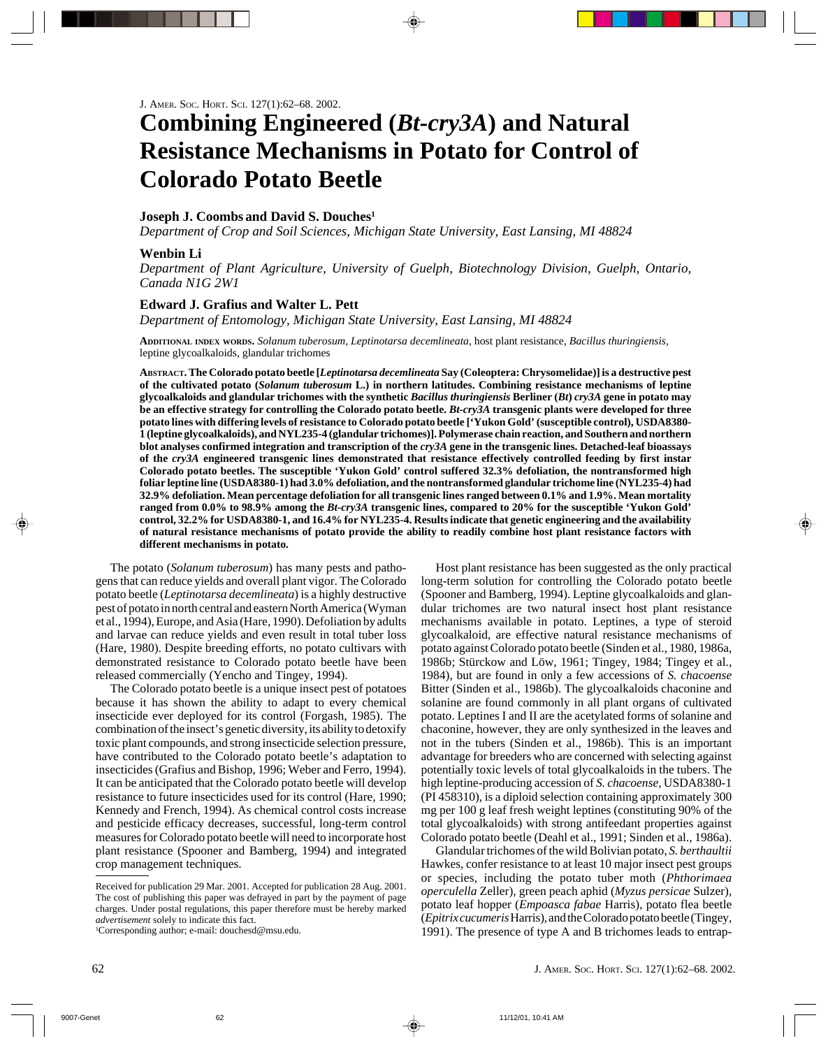# Combining Engineered (*Bt-cry3A*) and Natural Resistance Mechanisms in Potato for Control of Colorado Potato Beetle

**Joseph J. Coombs and David S. Douches[1]**

*Department of Crop and Soil Sciences, Michigan State University, East Lansing, MI 48824*

**Wenbin Li**

*Department of Plant Agriculture, University of Guelph, Biotechnology Division, Guelph, Ontario, Canada N1G 2W1*

**Edward J. Grafius and Walter L. Pett**

*Department of Entomology, Michigan State University, East Lansing, MI 48824*

Additional index words. *Solanum tuberosum*, *Leptinotarsa decemlineata*, host plant resistance, *Bacillus thuringiensis*, leptine glycoalkaloids, glandular trichomes

**Abstract. The Colorado potato beetle [*Leptinotarsa decemlineata* Say (Coleoptera: Chrysomelidae)] is a destructive pest of the cultivated potato (*Solanum tuberosum* L.) in northern latitudes. Combining resistance mechanisms of leptine glycoalkaloids and glandular trichomes with the synthetic *Bacillus thuringiensis* Berliner (*Bt*) *cry3A* gene in potato may be an effective strategy for controlling the Colorado potato beetle. *Bt-cry3A* transgenic plants were developed for three potato lines with differing levels of resistance to Colorado potato beetle ['Yukon Gold' (susceptible control), USDA8380-1 (leptine glycoalkaloids), and NYL235-4 (glandular trichomes)]. Polymerase chain reaction, and Southern and northern blot analyses confirmed integration and transcription of the *cry3A* gene in the transgenic lines. Detached-leaf bioassays of the *cry3A* engineered transgenic lines demonstrated that resistance effectively controlled feeding by first instar Colorado potato beetles. The susceptible 'Yukon Gold' control suffered 32.3% defoliation, the nontransformed high foliar leptine line (USDA8380-1) had 3.0% defoliation, and the nontransformed glandular trichome line (NYL235-4) had 32.9% defoliation. Mean percentage defoliation for all transgenic lines ranged between 0.1% and 1.9%. Mean mortality ranged from 0.0% to 98.9% among the *Bt-cry3A* transgenic lines, compared to 20% for the susceptible 'Yukon Gold' control, 32.2% for USDA8380-1, and 16.4% for NYL235-4. Results indicate that genetic engineering and the availability of natural resistance mechanisms of potato provide the ability to readily combine host plant resistance factors with different mechanisms in potato.**

The potato (*Solanum tuberosum*) has many pests and pathogens that can reduce yields and overall plant vigor. The Colorado potato beetle (*Leptinotarsa decemlineata*) is a highly destructive pest of potato in north central and eastern North America (Wyman et al., 1994), Europe, and Asia (Hare, 1990). Defoliation by adults and larvae can reduce yields and even result in total tuber loss (Hare, 1980). Despite breeding efforts, no potato cultivars with demonstrated resistance to Colorado potato beetle have been released commercially (Yencho and Tingey, 1994).

The Colorado potato beetle is a unique insect pest of potatoes because it has shown the ability to adapt to every chemical insecticide ever deployed for its control (Forgash, 1985). The combination of the insect's genetic diversity, its ability to detoxify toxic plant compounds, and strong insecticide selection pressure, have contributed to the Colorado potato beetle's adaptation to insecticides (Grafius and Bishop, 1996; Weber and Ferro, 1994). It can be anticipated that the Colorado potato beetle will develop resistance to future insecticides used for its control (Hare, 1990; Kennedy and French, 1994). As chemical control costs increase and pesticide efficacy decreases, successful, long-term control measures for Colorado potato beetle will need to incorporate host plant resistance (Spooner and Bamberg, 1994) and integrated crop management techniques.

Host plant resistance has been suggested as the only practical long-term solution for controlling the Colorado potato beetle (Spooner and Bamberg, 1994). Leptine glycoalkaloids and glandular trichomes are two natural insect host plant resistance mechanisms available in potato. Leptines, a type of steroid glycoalkaloid, are effective natural resistance mechanisms of potato against Colorado potato beetle (Sinden et al., 1980, 1986a, 1986b; Stürckow and Löw, 1961; Tingey, 1984; Tingey et al., 1984), but are found in only a few accessions of *S. chacoense* Bitter (Sinden et al., 1986b). The glycoalkaloids chaconine and solanine are found commonly in all plant organs of cultivated potato. Leptines I and II are the acetylated forms of solanine and chaconine, however, they are only synthesized in the leaves and not in the tubers (Sinden et al., 1986b). This is an important advantage for breeders who are concerned with selecting against potentially toxic levels of total glycoalkaloids in the tubers. The high leptine-producing accession of *S. chacoense,* USDA8380-1 (PI 458310), is a diploid selection containing approximately 300 mg per 100 g leaf fresh weight leptines (constituting 90% of the total glycoalkaloids) with strong antifeedant properties against Colorado potato beetle (Deahl et al., 1991; Sinden et al., 1986a).

Glandular trichomes of the wild Bolivian potato, *S. berthaultii* Hawkes, confer resistance to at least 10 major insect pest groups or species, including the potato tuber moth (*Phthorimaea operculella* Zeller), green peach aphid (*Myzus persicae* Sulzer), potato leaf hopper (*Empoasca fabae* Harris), potato flea beetle (*Epitrix cucumeris* Harris), and the Colorado potato beetle (Tingey, 1991). The presence of type A and B trichomes leads to entrap-

Received for publication 29 Mar. 2001. Accepted for publication 28 Aug. 2001. The cost of publishing this paper was defrayed in part by the payment of page charges. Under postal regulations, this paper therefore must be hereby marked *advertisement* solely to indicate this fact.

[1]Corresponding author; e-mail: douchesd@msu.edu.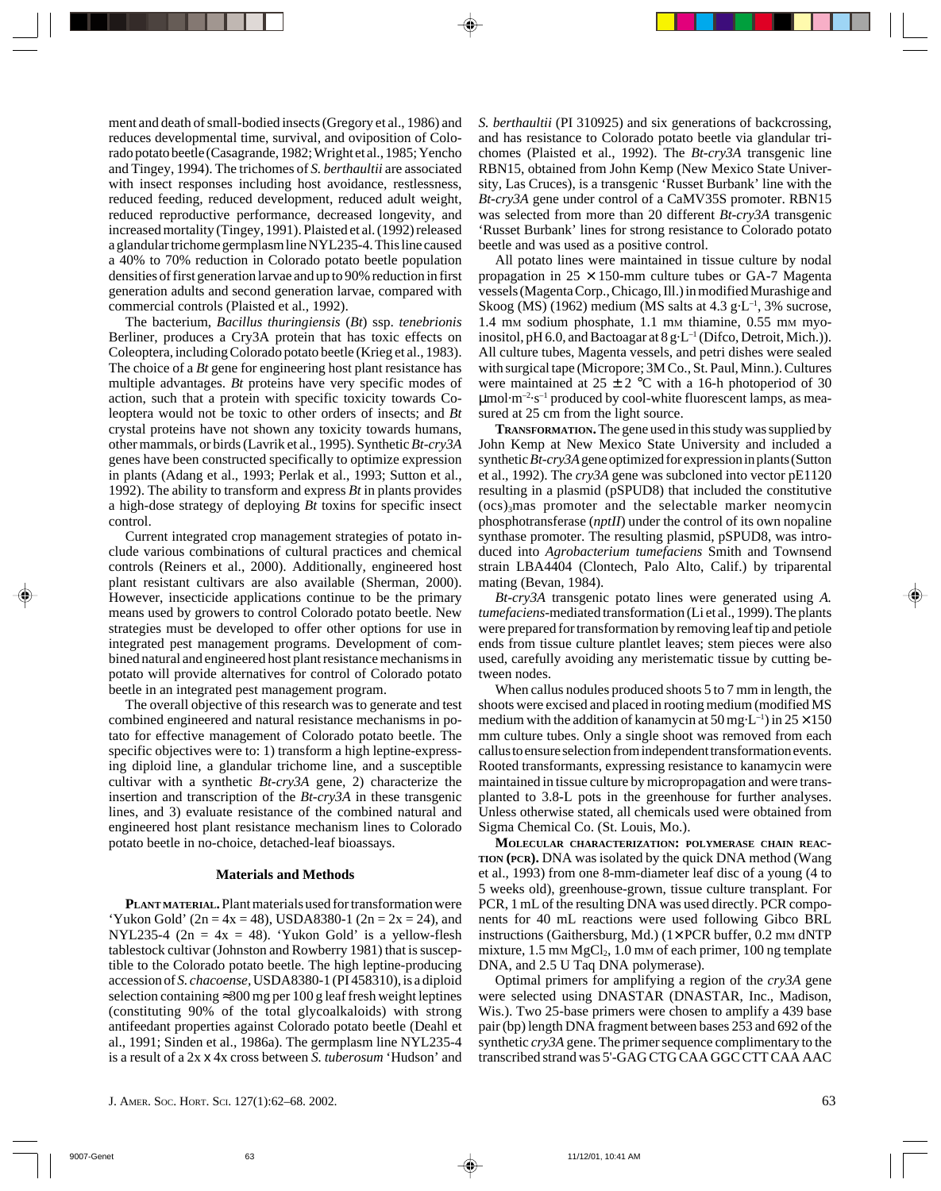ment and death of small-bodied insects (Gregory et al., 1986) and reduces developmental time, survival, and oviposition of Colorado potato beetle (Casagrande, 1982; Wright et al., 1985; Yencho and Tingey, 1994). The trichomes of *S. berthaultii* are associated with insect responses including host avoidance, restlessness, reduced feeding, reduced development, reduced adult weight, reduced reproductive performance, decreased longevity, and increased mortality (Tingey, 1991). Plaisted et al. (1992) released a glandular trichome germplasm line NYL235-4. This line caused a 40% to 70% reduction in Colorado potato beetle population densities of first generation larvae and up to 90% reduction in first generation adults and second generation larvae, compared with commercial controls (Plaisted et al., 1992).

The bacterium, *Bacillus thuringiensis* (*Bt*) ssp. *tenebrionis* Berliner, produces a Cry3A protein that has toxic effects on Coleoptera, including Colorado potato beetle (Krieg et al., 1983). The choice of a *Bt* gene for engineering host plant resistance has multiple advantages. *Bt* proteins have very specific modes of action, such that a protein with specific toxicity towards Coleoptera would not be toxic to other orders of insects; and *Bt* crystal proteins have not shown any toxicity towards humans, other mammals, or birds (Lavrik et al., 1995). Synthetic *Bt-cry3A* genes have been constructed specifically to optimize expression in plants (Adang et al., 1993; Perlak et al., 1993; Sutton et al., 1992). The ability to transform and express *Bt* in plants provides a high-dose strategy of deploying *Bt* toxins for specific insect control.

Current integrated crop management strategies of potato include various combinations of cultural practices and chemical controls (Reiners et al., 2000). Additionally, engineered host plant resistant cultivars are also available (Sherman, 2000). However, insecticide applications continue to be the primary means used by growers to control Colorado potato beetle. New strategies must be developed to offer other options for use in integrated pest management programs. Development of combined natural and engineered host plant resistance mechanisms in potato will provide alternatives for control of Colorado potato beetle in an integrated pest management program.

The overall objective of this research was to generate and test combined engineered and natural resistance mechanisms in potato for effective management of Colorado potato beetle. The specific objectives were to: 1) transform a high leptine-expressing diploid line, a glandular trichome line, and a susceptible cultivar with a synthetic *Bt-cry3A* gene, 2) characterize the insertion and transcription of the *Bt-cry3A* in these transgenic lines, and 3) evaluate resistance of the combined natural and engineered host plant resistance mechanism lines to Colorado potato beetle in no-choice, detached-leaf bioassays.

## Materials and Methods

**Plant material.** Plant materials used for transformation were 'Yukon Gold' ($2n = 4x = 48$), USDA8380-1 ($2n = 2x = 24$), and NYL235-4 ($2n = 4x = 48$). 'Yukon Gold' is a yellow-flesh tablestock cultivar (Johnston and Rowberry 1981) that is susceptible to the Colorado potato beetle. The high leptine-producing accession of *S. chacoense*, USDA8380-1 (PI 458310), is a diploid selection containing ≈300 mg per 100 g leaf fresh weight leptines (constituting 90% of the total glycoalkaloids) with strong antifeedant properties against Colorado potato beetle (Deahl et al., 1991; Sinden et al., 1986a). The germplasm line NYL235-4 is a result of a 2x x 4x cross between *S. tuberosum* 'Hudson' and *S. berthaultii* (PI 310925) and six generations of backcrossing, and has resistance to Colorado potato beetle via glandular trichomes (Plaisted et al., 1992). The *Bt-cry3A* transgenic line RBN15, obtained from John Kemp (New Mexico State University, Las Cruces), is a transgenic 'Russet Burbank' line with the *Bt-cry3A* gene under control of a CaMV35S promoter. RBN15 was selected from more than 20 different *Bt-cry3A* transgenic 'Russet Burbank' lines for strong resistance to Colorado potato beetle and was used as a positive control.

All potato lines were maintained in tissue culture by nodal propagation in 25 × 150-mm culture tubes or GA-7 Magenta vessels (Magenta Corp., Chicago, Ill.) in modified Murashige and Skoog (MS) (1962) medium (MS salts at 4.3 g·L$^{-1}$, 3% sucrose, 1.4 mM sodium phosphate, 1.1 mM thiamine, 0.55 mM myo-inositol, pH 6.0, and Bactoagar at 8 g·L$^{-1}$ (Difco, Detroit, Mich.)). All culture tubes, Magenta vessels, and petri dishes were sealed with surgical tape (Micropore; 3M Co., St. Paul, Minn.). Cultures were maintained at 25 ± 2 °C with a 16-h photoperiod of 30 µmol·m$^{-2}$·s$^{-1}$ produced by cool-white fluorescent lamps, as measured at 25 cm from the light source.

**Transformation.** The gene used in this study was supplied by John Kemp at New Mexico State University and included a synthetic *Bt-cry3A* gene optimized for expression in plants (Sutton et al., 1992). The *cry3A* gene was subcloned into vector pE1120 resulting in a plasmid (pSPUD8) that included the constitutive $(ocs)_3$mas promoter and the selectable marker neomycin phosphotransferase (*nptII*) under the control of its own nopaline synthase promoter. The resulting plasmid, pSPUD8, was introduced into *Agrobacterium tumefaciens* Smith and Townsend strain LBA4404 (Clontech, Palo Alto, Calif.) by triparental mating (Bevan, 1984).

*Bt-cry3A* transgenic potato lines were generated using *A. tumefaciens*-mediated transformation (Li et al., 1999). The plants were prepared for transformation by removing leaf tip and petiole ends from tissue culture plantlet leaves; stem pieces were also used, carefully avoiding any meristematic tissue by cutting between nodes.

When callus nodules produced shoots 5 to 7 mm in length, the shoots were excised and placed in rooting medium (modified MS medium with the addition of kanamycin at 50 mg·L$^{-1}$) in 25 × 150 mm culture tubes. Only a single shoot was removed from each callus to ensure selection from independent transformation events. Rooted transformants, expressing resistance to kanamycin were maintained in tissue culture by micropropagation and were transplanted to 3.8-L pots in the greenhouse for further analyses. Unless otherwise stated, all chemicals used were obtained from Sigma Chemical Co. (St. Louis, Mo.).

**Molecular characterization: polymerase chain reaction (PCR).** DNA was isolated by the quick DNA method (Wang et al., 1993) from one 8-mm-diameter leaf disc of a young (4 to 5 weeks old), greenhouse-grown, tissue culture transplant. For PCR, 1 mL of the resulting DNA was used directly. PCR components for 40 mL reactions were used following Gibco BRL instructions (Gaithersburg, Md.) (1× PCR buffer, 0.2 mM dNTP mixture, 1.5 mM $MgCl_2$, 1.0 mM of each primer, 100 ng template DNA, and 2.5 U Taq DNA polymerase).

Optimal primers for amplifying a region of the *cry3A* gene were selected using DNASTAR (DNASTAR, Inc., Madison, Wis.). Two 25-base primers were chosen to amplify a 439 base pair (bp) length DNA fragment between bases 253 and 692 of the synthetic *cry3A* gene. The primer sequence complimentary to the transcribed strand was 5'-GAG CTG CAA GGC CTT CAA AAC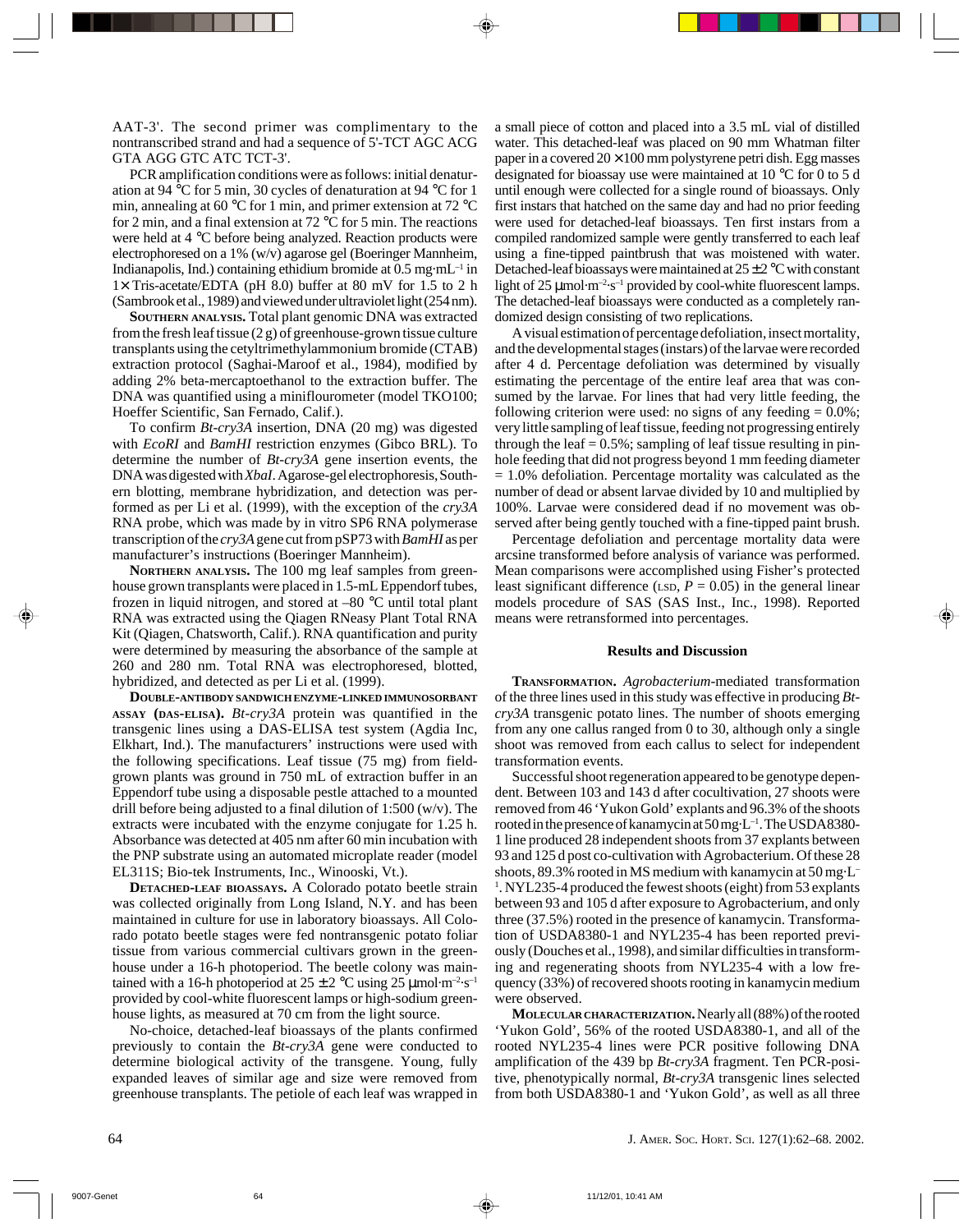AAT-3'. The second primer was complimentary to the nontranscribed strand and had a sequence of 5'-TCT AGC ACG GTA AGG GTC ATC TCT-3'.

PCR amplification conditions were as follows: initial denaturation at 94 °C for 5 min, 30 cycles of denaturation at 94 °C for 1 min, annealing at 60 °C for 1 min, and primer extension at 72 °C for 2 min, and a final extension at 72 °C for 5 min. The reactions were held at 4 °C before being analyzed. Reaction products were electrophoresed on a 1% (w/v) agarose gel (Boeringer Mannheim, Indianapolis, Ind.) containing ethidium bromide at 0.5 mg·mL$^{-1}$ in 1× Tris-acetate/EDTA (pH 8.0) buffer at 80 mV for 1.5 to 2 h (Sambrook et al., 1989) and viewed under ultraviolet light (254 nm).

**Southern analysis.** Total plant genomic DNA was extracted from the fresh leaf tissue (2 g) of greenhouse-grown tissue culture transplants using the cetyltrimethylammonium bromide (CTAB) extraction protocol (Saghai-Maroof et al., 1984), modified by adding 2% beta-mercaptoethanol to the extraction buffer. The DNA was quantified using a miniflourometer (model TKO100; Hoeffer Scientific, San Fernado, Calif.).

To confirm *Bt-cry3A* insertion, DNA (20 mg) was digested with *EcoRI* and *BamHI* restriction enzymes (Gibco BRL). To determine the number of *Bt-cry3A* gene insertion events, the DNA was digested with *XbaI*. Agarose-gel electrophoresis, Southern blotting, membrane hybridization, and detection was performed as per Li et al. (1999), with the exception of the *cry3A* RNA probe, which was made by in vitro SP6 RNA polymerase transcription of the *cry3A* gene cut from pSP73 with *BamHI* as per manufacturer's instructions (Boeringer Mannheim).

**Northern analysis.** The 100 mg leaf samples from greenhouse grown transplants were placed in 1.5-mL Eppendorf tubes, frozen in liquid nitrogen, and stored at –80 °C until total plant RNA was extracted using the Qiagen RNeasy Plant Total RNA Kit (Qiagen, Chatsworth, Calif.). RNA quantification and purity were determined by measuring the absorbance of the sample at 260 and 280 nm. Total RNA was electrophoresed, blotted, hybridized, and detected as per Li et al. (1999).

**Double-antibody sandwich enzyme-linked immunosorbant assay (DAS-ELISA).** *Bt-cry3A* protein was quantified in the transgenic lines using a DAS-ELISA test system (Agdia Inc, Elkhart, Ind.). The manufacturers' instructions were used with the following specifications. Leaf tissue (75 mg) from field-grown plants was ground in 750 mL of extraction buffer in an Eppendorf tube using a disposable pestle attached to a mounted drill before being adjusted to a final dilution of 1:500 (w/v). The extracts were incubated with the enzyme conjugate for 1.25 h. Absorbance was detected at 405 nm after 60 min incubation with the PNP substrate using an automated microplate reader (model EL311S; Bio-tek Instruments, Inc., Winooski, Vt.).

**Detached-leaf bioassays.** A Colorado potato beetle strain was collected originally from Long Island, N.Y. and has been maintained in culture for use in laboratory bioassays. All Colorado potato beetle stages were fed nontransgenic potato foliar tissue from various commercial cultivars grown in the greenhouse under a 16-h photoperiod. The beetle colony was maintained with a 16-h photoperiod at 25 ± 2 °C using 25 µmol·m$^{-2}$·s$^{-1}$ provided by cool-white fluorescent lamps or high-sodium greenhouse lights, as measured at 70 cm from the light source.

No-choice, detached-leaf bioassays of the plants confirmed previously to contain the *Bt-cry3A* gene were conducted to determine biological activity of the transgene. Young, fully expanded leaves of similar age and size were removed from greenhouse transplants. The petiole of each leaf was wrapped in a small piece of cotton and placed into a 3.5 mL vial of distilled water. This detached-leaf was placed on 90 mm Whatman filter paper in a covered 20 × 100 mm polystyrene petri dish. Egg masses designated for bioassay use were maintained at 10 °C for 0 to 5 d until enough were collected for a single round of bioassays. Only first instars that hatched on the same day and had no prior feeding were used for detached-leaf bioassays. Ten first instars from a compiled randomized sample were gently transferred to each leaf using a fine-tipped paintbrush that was moistened with water. Detached-leaf bioassays were maintained at 25 ± 2 °C with constant light of 25 µmol·m$^{-2}$·s$^{-1}$ provided by cool-white fluorescent lamps. The detached-leaf bioassays were conducted as a completely randomized design consisting of two replications.

A visual estimation of percentage defoliation, insect mortality, and the developmental stages (instars) of the larvae were recorded after 4 d. Percentage defoliation was determined by visually estimating the percentage of the entire leaf area that was consumed by the larvae. For lines that had very little feeding, the following criterion were used: no signs of any feeding = 0.0%; very little sampling of leaf tissue, feeding not progressing entirely through the leaf = 0.5%; sampling of leaf tissue resulting in pin-hole feeding that did not progress beyond 1 mm feeding diameter = 1.0% defoliation. Percentage mortality was calculated as the number of dead or absent larvae divided by 10 and multiplied by 100%. Larvae were considered dead if no movement was observed after being gently touched with a fine-tipped paint brush.

Percentage defoliation and percentage mortality data were arcsine transformed before analysis of variance was performed. Mean comparisons were accomplished using Fisher's protected least significant difference (LSD, $P = 0.05$) in the general linear models procedure of SAS (SAS Inst., Inc., 1998). Reported means were retransformed into percentages.

## Results and Discussion

**Transformation.** *Agrobacterium*-mediated transformation of the three lines used in this study was effective in producing *Bt-cry3A* transgenic potato lines. The number of shoots emerging from any one callus ranged from 0 to 30, although only a single shoot was removed from each callus to select for independent transformation events.

Successful shoot regeneration appeared to be genotype dependent. Between 103 and 143 d after cocultivation, 27 shoots were removed from 46 'Yukon Gold' explants and 96.3% of the shoots rooted in the presence of kanamycin at 50 mg·L$^{-1}$. The USDA8380-1 line produced 28 independent shoots from 37 explants between 93 and 125 d post co-cultivation with Agrobacterium. Of these 28 shoots, 89.3% rooted in MS medium with kanamycin at 50 mg·L$^{-1}$. NYL235-4 produced the fewest shoots (eight) from 53 explants between 93 and 105 d after exposure to Agrobacterium, and only three (37.5%) rooted in the presence of kanamycin. Transformation of USDA8380-1 and NYL235-4 has been reported previously (Douches et al., 1998), and similar difficulties in transforming and regenerating shoots from NYL235-4 with a low frequency (33%) of recovered shoots rooting in kanamycin medium were observed.

**Molecular characterization.** Nearly all (88%) of the rooted 'Yukon Gold', 56% of the rooted USDA8380-1, and all of the rooted NYL235-4 lines were PCR positive following DNA amplification of the 439 bp *Bt-cry3A* fragment. Ten PCR-positive, phenotypically normal, *Bt-cry3A* transgenic lines selected from both USDA8380-1 and 'Yukon Gold', as well as all three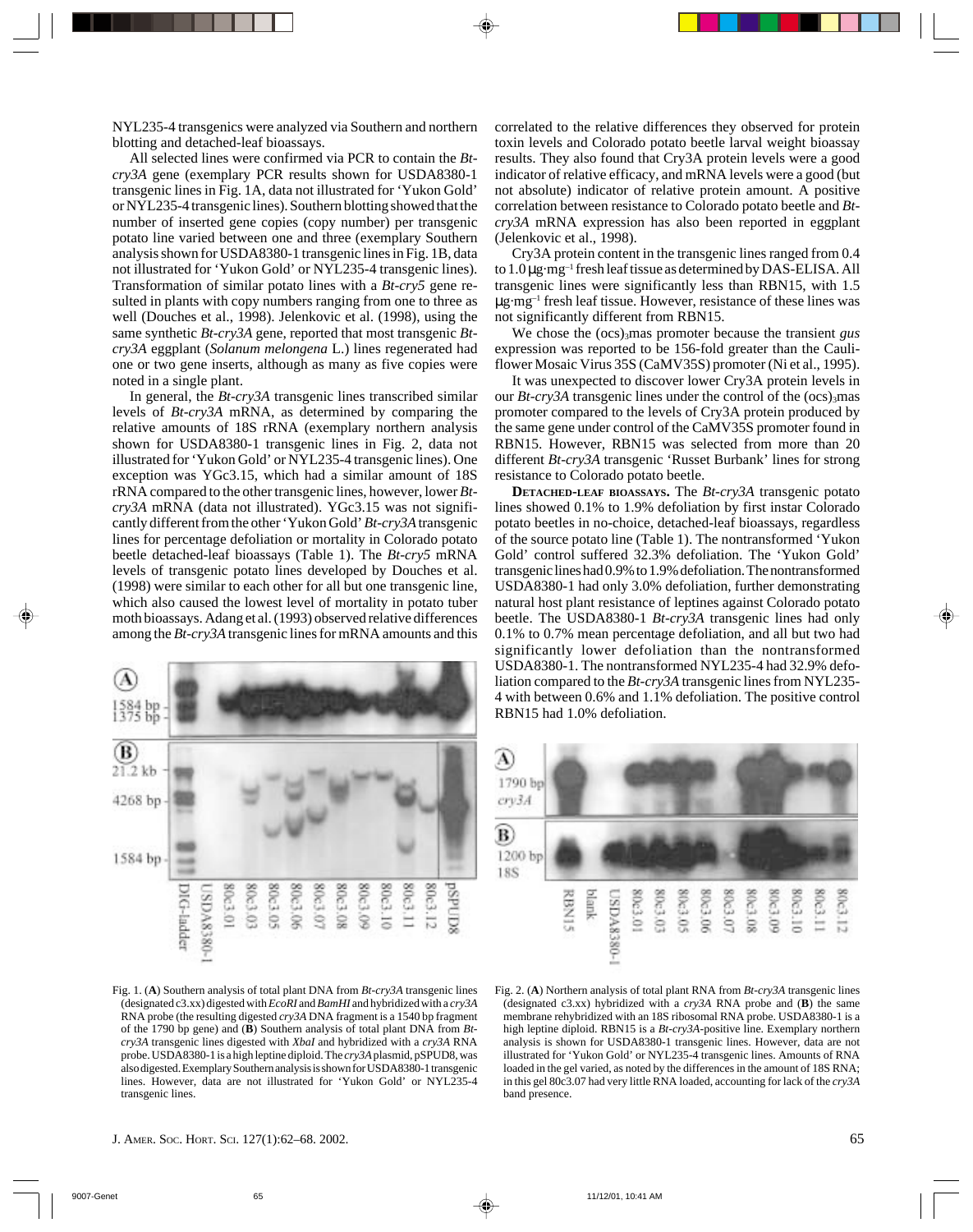NYL235-4 transgenics were analyzed via Southern and northern blotting and detached-leaf bioassays.

All selected lines were confirmed via PCR to contain the *Bt-cry3A* gene (exemplary PCR results shown for USDA8380-1 transgenic lines in Fig. 1A, data not illustrated for 'Yukon Gold' or NYL235-4 transgenic lines). Southern blotting showed that the number of inserted gene copies (copy number) per transgenic potato line varied between one and three (exemplary Southern analysis shown for USDA8380-1 transgenic lines in Fig. 1B, data not illustrated for 'Yukon Gold' or NYL235-4 transgenic lines). Transformation of similar potato lines with a *Bt-cry5* gene resulted in plants with copy numbers ranging from one to three as well (Douches et al., 1998). Jelenkovic et al. (1998), using the same synthetic *Bt-cry3A* gene, reported that most transgenic *Bt-cry3A* eggplant (*Solanum melongena* L.) lines regenerated had one or two gene inserts, although as many as five copies were noted in a single plant.

In general, the *Bt-cry3A* transgenic lines transcribed similar levels of *Bt-cry3A* mRNA, as determined by comparing the relative amounts of 18S rRNA (exemplary northern analysis shown for USDA8380-1 transgenic lines in Fig. 2, data not illustrated for 'Yukon Gold' or NYL235-4 transgenic lines). One exception was YGc3.15, which had a similar amount of 18S rRNA compared to the other transgenic lines, however, lower *Bt-cry3A* mRNA (data not illustrated). YGc3.15 was not significantly different from the other 'Yukon Gold' *Bt-cry3A* transgenic lines for percentage defoliation or mortality in Colorado potato beetle detached-leaf bioassays (Table 1). The *Bt-cry5* mRNA levels of transgenic potato lines developed by Douches et al. (1998) were similar to each other for all but one transgenic line, which also caused the lowest level of mortality in potato tuber moth bioassays. Adang et al. (1993) observed relative differences among the *Bt-cry3A* transgenic lines for mRNA amounts and this correlated to the relative differences they observed for protein toxin levels and Colorado potato beetle larval weight bioassay results. They also found that Cry3A protein levels were a good indicator of relative efficacy, and mRNA levels were a good (but not absolute) indicator of relative protein amount. A positive correlation between resistance to Colorado potato beetle and *Bt-cry3A* mRNA expression has also been reported in eggplant (Jelenkovic et al., 1998).

Cry3A protein content in the transgenic lines ranged from 0.4 to 1.0 μg·mg$^{-1}$ fresh leaf tissue as determined by DAS-ELISA. All transgenic lines were significantly less than RBN15, with 1.5 μg·mg$^{-1}$ fresh leaf tissue. However, resistance of these lines was not significantly different from RBN15.

We chose the $(ocs)_3$mas promoter because the transient *gus* expression was reported to be 156-fold greater than the Cauliflower Mosaic Virus 35S (CaMV35S) promoter (Ni et al., 1995).

It was unexpected to discover lower Cry3A protein levels in our *Bt-cry3A* transgenic lines under the control of the $(ocs)_3$mas promoter compared to the levels of Cry3A protein produced by the same gene under control of the CaMV35S promoter found in RBN15. However, RBN15 was selected from more than 20 different *Bt-cry3A* transgenic 'Russet Burbank' lines for strong resistance to Colorado potato beetle.

**Detached-leaf bioassays.** The *Bt-cry3A* transgenic potato lines showed 0.1% to 1.9% defoliation by first instar Colorado potato beetles in no-choice, detached-leaf bioassays, regardless of the source potato line (Table 1). The nontransformed 'Yukon Gold' control suffered 32.3% defoliation. The 'Yukon Gold' transgenic lines had 0.9% to 1.9% defoliation. The nontransformed USDA8380-1 had only 3.0% defoliation, further demonstrating natural host plant resistance of leptines against Colorado potato beetle. The USDA8380-1 *Bt-cry3A* transgenic lines had only 0.1% to 0.7% mean percentage defoliation, and all but two had significantly lower defoliation than the nontransformed USDA8380-1. The nontransformed NYL235-4 had 32.9% defoliation compared to the *Bt-cry3A* transgenic lines from NYL235-4 with between 0.6% and 1.1% defoliation. The positive control RBN15 had 1.0% defoliation.

Fig. 1. (**A**) Southern analysis of total plant DNA from *Bt-cry3A* transgenic lines (designated c3.xx) digested with *EcoRI* and *BamHI* and hybridized with a *cry3A* RNA probe (the resulting digested *cry3A* DNA fragment is a 1540 bp fragment of the 1790 bp gene) and (**B**) Southern analysis of total plant DNA from *Bt-cry3A* transgenic lines digested with *XbaI* and hybridized with a *cry3A* RNA probe. USDA8380-1 is a high leptine diploid. The *cry3A* plasmid, pSPUD8, was also digested. Exemplary Southern analysis is shown for USDA8380-1 transgenic lines. However, data are not illustrated for 'Yukon Gold' or NYL235-4 transgenic lines.

Fig. 2. (**A**) Northern analysis of total plant RNA from *Bt-cry3A* transgenic lines (designated c3.xx) hybridized with a *cry3A* RNA probe and (**B**) the same membrane rehybridized with an 18S ribosomal RNA probe. USDA8380-1 is a high leptine diploid. RBN15 is a *Bt-cry3A*-positive line. Exemplary northern analysis is shown for USDA8380-1 transgenic lines. However, data are not illustrated for 'Yukon Gold' or NYL235-4 transgenic lines. Amounts of RNA loaded in the gel varied, as noted by the differences in the amount of 18S RNA; in this gel 80c3.07 had very little RNA loaded, accounting for lack of the *cry3A* band presence.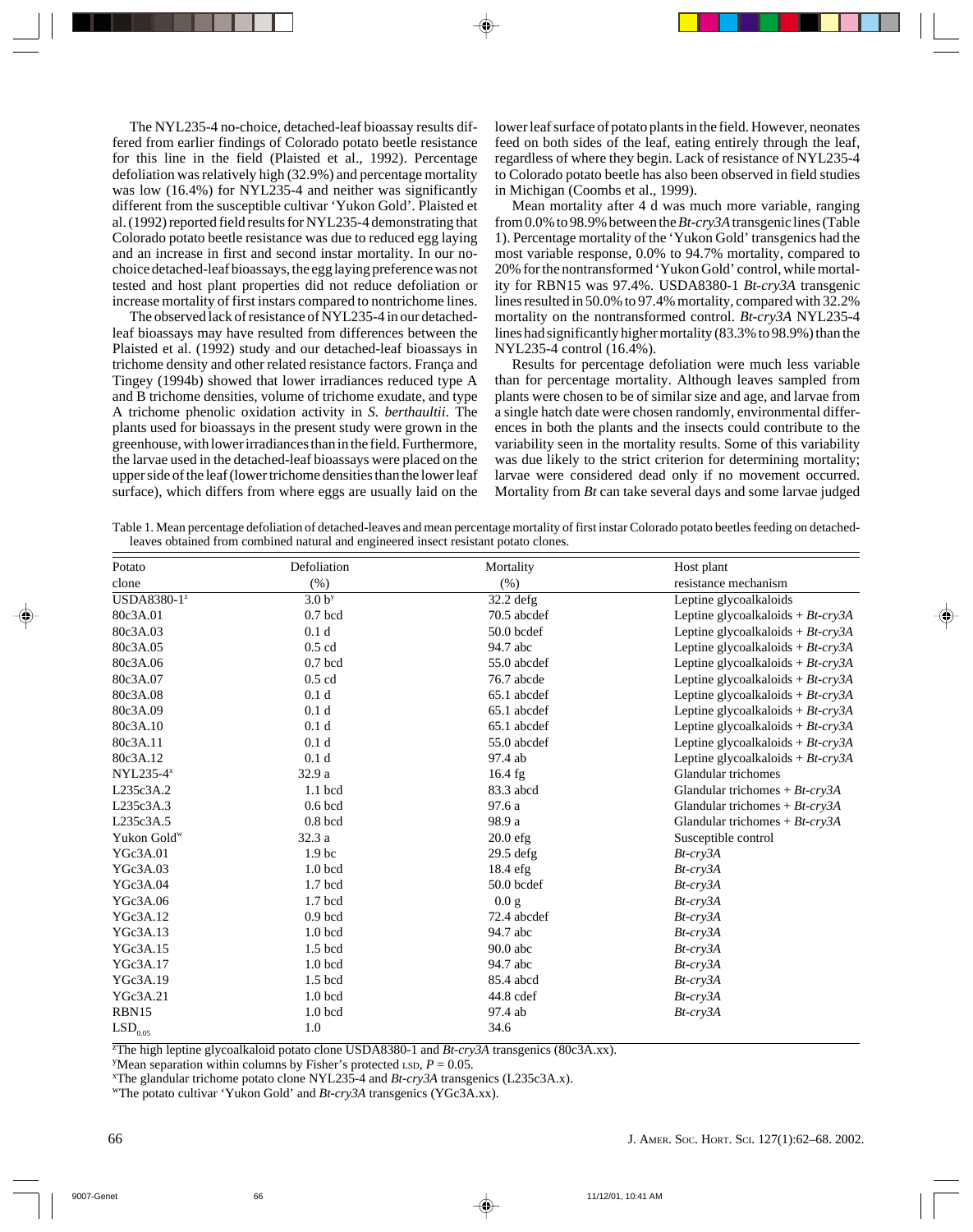The NYL235-4 no-choice, detached-leaf bioassay results differed from earlier findings of Colorado potato beetle resistance for this line in the field (Plaisted et al., 1992). Percentage defoliation was relatively high (32.9%) and percentage mortality was low (16.4%) for NYL235-4 and neither was significantly different from the susceptible cultivar 'Yukon Gold'. Plaisted et al. (1992) reported field results for NYL235-4 demonstrating that Colorado potato beetle resistance was due to reduced egg laying and an increase in first and second instar mortality. In our no-choice detached-leaf bioassays, the egg laying preference was not tested and host plant properties did not reduce defoliation or increase mortality of first instars compared to nontrichome lines.

The observed lack of resistance of NYL235-4 in our detached-leaf bioassays may have resulted from differences between the Plaisted et al. (1992) study and our detached-leaf bioassays in trichome density and other related resistance factors. França and Tingey (1994b) showed that lower irradiances reduced type A and B trichome densities, volume of trichome exudate, and type A trichome phenolic oxidation activity in *S. berthaultii*. The plants used for bioassays in the present study were grown in the greenhouse, with lower irradiances than in the field. Furthermore, the larvae used in the detached-leaf bioassays were placed on the upper side of the leaf (lower trichome densities than the lower leaf surface), which differs from where eggs are usually laid on the lower leaf surface of potato plants in the field. However, neonates feed on both sides of the leaf, eating entirely through the leaf, regardless of where they begin. Lack of resistance of NYL235-4 to Colorado potato beetle has also been observed in field studies in Michigan (Coombs et al., 1999).

Mean mortality after 4 d was much more variable, ranging from 0.0% to 98.9% between the *Bt-cry3A* transgenic lines (Table 1). Percentage mortality of the 'Yukon Gold' transgenics had the most variable response, 0.0% to 94.7% mortality, compared to 20% for the nontransformed 'Yukon Gold' control, while mortality for RBN15 was 97.4%. USDA8380-1 *Bt-cry3A* transgenic lines resulted in 50.0% to 97.4% mortality, compared with 32.2% mortality on the nontransformed control. *Bt-cry3A* NYL235-4 lines had significantly higher mortality (83.3% to 98.9%) than the NYL235-4 control (16.4%).

Results for percentage defoliation were much less variable than for percentage mortality. Although leaves sampled from plants were chosen to be of similar size and age, and larvae from a single hatch date were chosen randomly, environmental differences in both the plants and the insects could contribute to the variability seen in the mortality results. Some of this variability was due likely to the strict criterion for determining mortality; larvae were considered dead only if no movement occurred. Mortality from *Bt* can take several days and some larvae judged

Table 1. Mean percentage defoliation of detached-leaves and mean percentage mortality of first instar Colorado potato beetles feeding on detached-leaves obtained from combined natural and engineered insect resistant potato clones.

| Potato clone | Defoliation (%) | Mortality (%) | Host plant resistance mechanism |
|---|---|---|---|
| USDA8380-1[z] | 3.0 b[y] | 32.2 defg | Leptine glycoalkaloids |
| 80c3A.01 | 0.7 bcd | 70.5 abcdef | Leptine glycoalkaloids + *Bt-cry3A* |
| 80c3A.03 | 0.1 d | 50.0 bcdef | Leptine glycoalkaloids + *Bt-cry3A* |
| 80c3A.05 | 0.5 cd | 94.7 abc | Leptine glycoalkaloids + *Bt-cry3A* |
| 80c3A.06 | 0.7 bcd | 55.0 abcdef | Leptine glycoalkaloids + *Bt-cry3A* |
| 80c3A.07 | 0.5 cd | 76.7 abcde | Leptine glycoalkaloids + *Bt-cry3A* |
| 80c3A.08 | 0.1 d | 65.1 abcdef | Leptine glycoalkaloids + *Bt-cry3A* |
| 80c3A.09 | 0.1 d | 65.1 abcdef | Leptine glycoalkaloids + *Bt-cry3A* |
| 80c3A.10 | 0.1 d | 65.1 abcdef | Leptine glycoalkaloids + *Bt-cry3A* |
| 80c3A.11 | 0.1 d | 55.0 abcdef | Leptine glycoalkaloids + *Bt-cry3A* |
| 80c3A.12 | 0.1 d | 97.4 ab | Leptine glycoalkaloids + *Bt-cry3A* |
| NYL235-4[x] | 32.9 a | 16.4 fg | Glandular trichomes |
| L235c3A.2 | 1.1 bcd | 83.3 abcd | Glandular trichomes + *Bt-cry3A* |
| L235c3A.3 | 0.6 bcd | 97.6 a | Glandular trichomes + *Bt-cry3A* |
| L235c3A.5 | 0.8 bcd | 98.9 a | Glandular trichomes + *Bt-cry3A* |
| Yukon Gold[w] | 32.3 a | 20.0 efg | Susceptible control |
| YGc3A.01 | 1.9 bc | 29.5 defg | *Bt-cry3A* |
| YGc3A.03 | 1.0 bcd | 18.4 efg | *Bt-cry3A* |
| YGc3A.04 | 1.7 bcd | 50.0 bcdef | *Bt-cry3A* |
| YGc3A.06 | 1.7 bcd | 0.0 g | *Bt-cry3A* |
| YGc3A.12 | 0.9 bcd | 72.4 abcdef | *Bt-cry3A* |
| YGc3A.13 | 1.0 bcd | 94.7 abc | *Bt-cry3A* |
| YGc3A.15 | 1.5 bcd | 90.0 abc | *Bt-cry3A* |
| YGc3A.17 | 1.0 bcd | 94.7 abc | *Bt-cry3A* |
| YGc3A.19 | 1.5 bcd | 85.4 abcd | *Bt-cry3A* |
| YGc3A.21 | 1.0 bcd | 44.8 cdef | *Bt-cry3A* |
| RBN15 | 1.0 bcd | 97.4 ab | *Bt-cry3A* |
| $LSD_{0.05}$ | 1.0 | 34.6 | |

[z]The high leptine glycoalkaloid potato clone USDA8380-1 and *Bt-cry3A* transgenics (80c3A.xx).

[y]Mean separation within columns by Fisher's protected LSD, $P = 0.05$.

[x]The glandular trichome potato clone NYL235-4 and *Bt-cry3A* transgenics (L235c3A.x).

[w]The potato cultivar 'Yukon Gold' and *Bt-cry3A* transgenics (YGc3A.xx).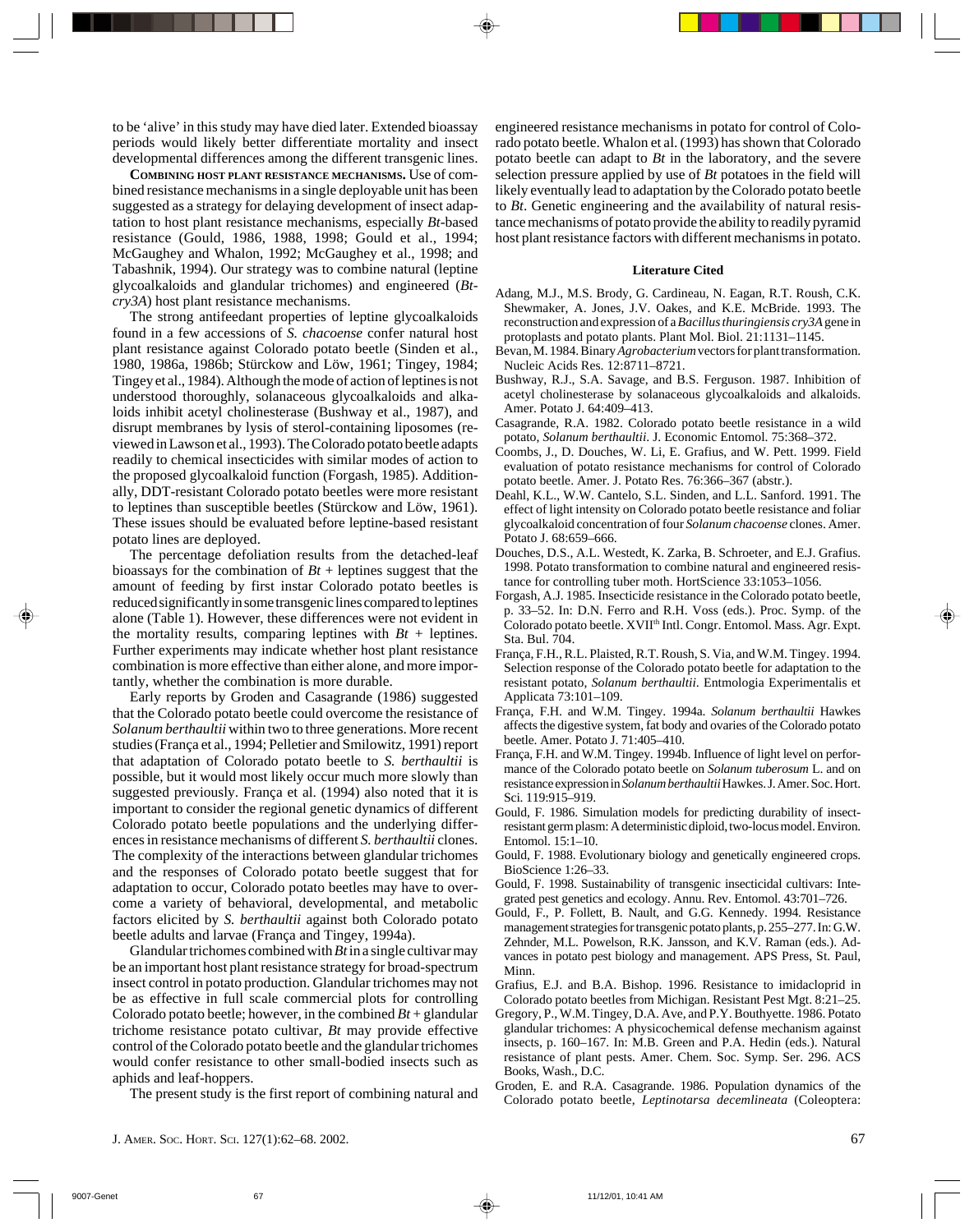to be 'alive' in this study may have died later. Extended bioassay periods would likely better differentiate mortality and insect developmental differences among the different transgenic lines.

**Combining host plant resistance mechanisms.** Use of combined resistance mechanisms in a single deployable unit has been suggested as a strategy for delaying development of insect adaptation to host plant resistance mechanisms, especially *Bt*-based resistance (Gould, 1986, 1988, 1998; Gould et al., 1994; McGaughey and Whalon, 1992; McGaughey et al., 1998; and Tabashnik, 1994). Our strategy was to combine natural (leptine glycoalkaloids and glandular trichomes) and engineered (*Bt-cry3A*) host plant resistance mechanisms.

The strong antifeedant properties of leptine glycoalkaloids found in a few accessions of *S. chacoense* confer natural host plant resistance against Colorado potato beetle (Sinden et al., 1980, 1986a, 1986b; Stürckow and Löw, 1961; Tingey, 1984; Tingey et al., 1984). Although the mode of action of leptines is not understood thoroughly, solanaceous glycoalkaloids and alkaloids inhibit acetyl cholinesterase (Bushway et al., 1987), and disrupt membranes by lysis of sterol-containing liposomes (reviewed in Lawson et al., 1993). The Colorado potato beetle adapts readily to chemical insecticides with similar modes of action to the proposed glycoalkaloid function (Forgash, 1985). Additionally, DDT-resistant Colorado potato beetles were more resistant to leptines than susceptible beetles (Stürckow and Löw, 1961). These issues should be evaluated before leptine-based resistant potato lines are deployed.

The percentage defoliation results from the detached-leaf bioassays for the combination of *Bt* + leptines suggest that the amount of feeding by first instar Colorado potato beetles is reduced significantly in some transgenic lines compared to leptines alone (Table 1). However, these differences were not evident in the mortality results, comparing leptines with *Bt* + leptines. Further experiments may indicate whether host plant resistance combination is more effective than either alone, and more importantly, whether the combination is more durable.

Early reports by Groden and Casagrande (1986) suggested that the Colorado potato beetle could overcome the resistance of *Solanum berthaultii* within two to three generations. More recent studies (França et al., 1994; Pelletier and Smilowitz, 1991) report that adaptation of Colorado potato beetle to *S. berthaultii* is possible, but it would most likely occur much more slowly than suggested previously. França et al. (1994) also noted that it is important to consider the regional genetic dynamics of different Colorado potato beetle populations and the underlying differences in resistance mechanisms of different *S. berthaultii* clones. The complexity of the interactions between glandular trichomes and the responses of Colorado potato beetle suggest that for adaptation to occur, Colorado potato beetles may have to overcome a variety of behavioral, developmental, and metabolic factors elicited by *S. berthaultii* against both Colorado potato beetle adults and larvae (França and Tingey, 1994a).

Glandular trichomes combined with *Bt* in a single cultivar may be an important host plant resistance strategy for broad-spectrum insect control in potato production. Glandular trichomes may not be as effective in full scale commercial plots for controlling Colorado potato beetle; however, in the combined *Bt* + glandular trichome resistance potato cultivar, *Bt* may provide effective control of the Colorado potato beetle and the glandular trichomes would confer resistance to other small-bodied insects such as aphids and leaf-hoppers.

The present study is the first report of combining natural and engineered resistance mechanisms in potato for control of Colorado potato beetle. Whalon et al. (1993) has shown that Colorado potato beetle can adapt to *Bt* in the laboratory, and the severe selection pressure applied by use of *Bt* potatoes in the field will likely eventually lead to adaptation by the Colorado potato beetle to *Bt*. Genetic engineering and the availability of natural resistance mechanisms of potato provide the ability to readily pyramid host plant resistance factors with different mechanisms in potato.

## Literature Cited

Adang, M.J., M.S. Brody, G. Cardineau, N. Eagan, R.T. Roush, C.K. Shewmaker, A. Jones, J.V. Oakes, and K.E. McBride. 1993. The reconstruction and expression of a *Bacillus thuringiensis cry3A* gene in protoplasts and potato plants. Plant Mol. Biol. 21:1131–1145.

Bevan, M. 1984. Binary *Agrobacterium* vectors for plant transformation. Nucleic Acids Res. 12:8711–8721.

Bushway, R.J., S.A. Savage, and B.S. Ferguson. 1987. Inhibition of acetyl cholinesterase by solanaceous glycoalkaloids and alkaloids. Amer. Potato J. 64:409–413.

Casagrande, R.A. 1982. Colorado potato beetle resistance in a wild potato, *Solanum berthaultii*. J. Economic Entomol. 75:368–372.

Coombs, J., D. Douches, W. Li, E. Grafius, and W. Pett. 1999. Field evaluation of potato resistance mechanisms for control of Colorado potato beetle. Amer. J. Potato Res. 76:366–367 (abstr.).

Deahl, K.L., W.W. Cantelo, S.L. Sinden, and L.L. Sanford. 1991. The effect of light intensity on Colorado potato beetle resistance and foliar glycoalkaloid concentration of four *Solanum chacoense* clones. Amer. Potato J. 68:659–666.

Douches, D.S., A.L. Westedt, K. Zarka, B. Schroeter, and E.J. Grafius. 1998. Potato transformation to combine natural and engineered resistance for controlling tuber moth. HortScience 33:1053–1056.

Forgash, A.J. 1985. Insecticide resistance in the Colorado potato beetle, p. 33–52. In: D.N. Ferro and R.H. Voss (eds.). Proc. Symp. of the Colorado potato beetle. XVII[th] Intl. Congr. Entomol. Mass. Agr. Expt. Sta. Bul. 704.

França, F.H., R.L. Plaisted, R.T. Roush, S. Via, and W.M. Tingey. 1994. Selection response of the Colorado potato beetle for adaptation to the resistant potato, *Solanum berthaultii*. Entmologia Experimentalis et Applicata 73:101–109.

França, F.H. and W.M. Tingey. 1994a. *Solanum berthaultii* Hawkes affects the digestive system, fat body and ovaries of the Colorado potato beetle. Amer. Potato J. 71:405–410.

França, F.H. and W.M. Tingey. 1994b. Influence of light level on performance of the Colorado potato beetle on *Solanum tuberosum* L. and on resistance expression in *Solanum berthaultii* Hawkes. J. Amer. Soc. Hort. Sci. 119:915–919.

Gould, F. 1986. Simulation models for predicting durability of insect-resistant germ plasm: A deterministic diploid, two-locus model. Environ. Entomol. 15:1–10.

Gould, F. 1988. Evolutionary biology and genetically engineered crops. BioScience 1:26–33.

Gould, F. 1998. Sustainability of transgenic insecticidal cultivars: Integrated pest genetics and ecology. Annu. Rev. Entomol. 43:701–726.

Gould, F., P. Follett, B. Nault, and G.G. Kennedy. 1994. Resistance management strategies for transgenic potato plants, p. 255–277. In: G.W. Zehnder, M.L. Powelson, R.K. Jansson, and K.V. Raman (eds.). Advances in potato pest biology and management. APS Press, St. Paul, Minn.

Grafius, E.J. and B.A. Bishop. 1996. Resistance to imidacloprid in Colorado potato beetles from Michigan. Resistant Pest Mgt. 8:21–25.

Gregory, P., W.M. Tingey, D.A. Ave, and P.Y. Bouthyette. 1986. Potato glandular trichomes: A physicochemical defense mechanism against insects, p. 160–167. In: M.B. Green and P.A. Hedin (eds.). Natural resistance of plant pests. Amer. Chem. Soc. Symp. Ser. 296. ACS Books, Wash., D.C.

Groden, E. and R.A. Casagrande. 1986. Population dynamics of the Colorado potato beetle, *Leptinotarsa decemlineata* (Coleoptera: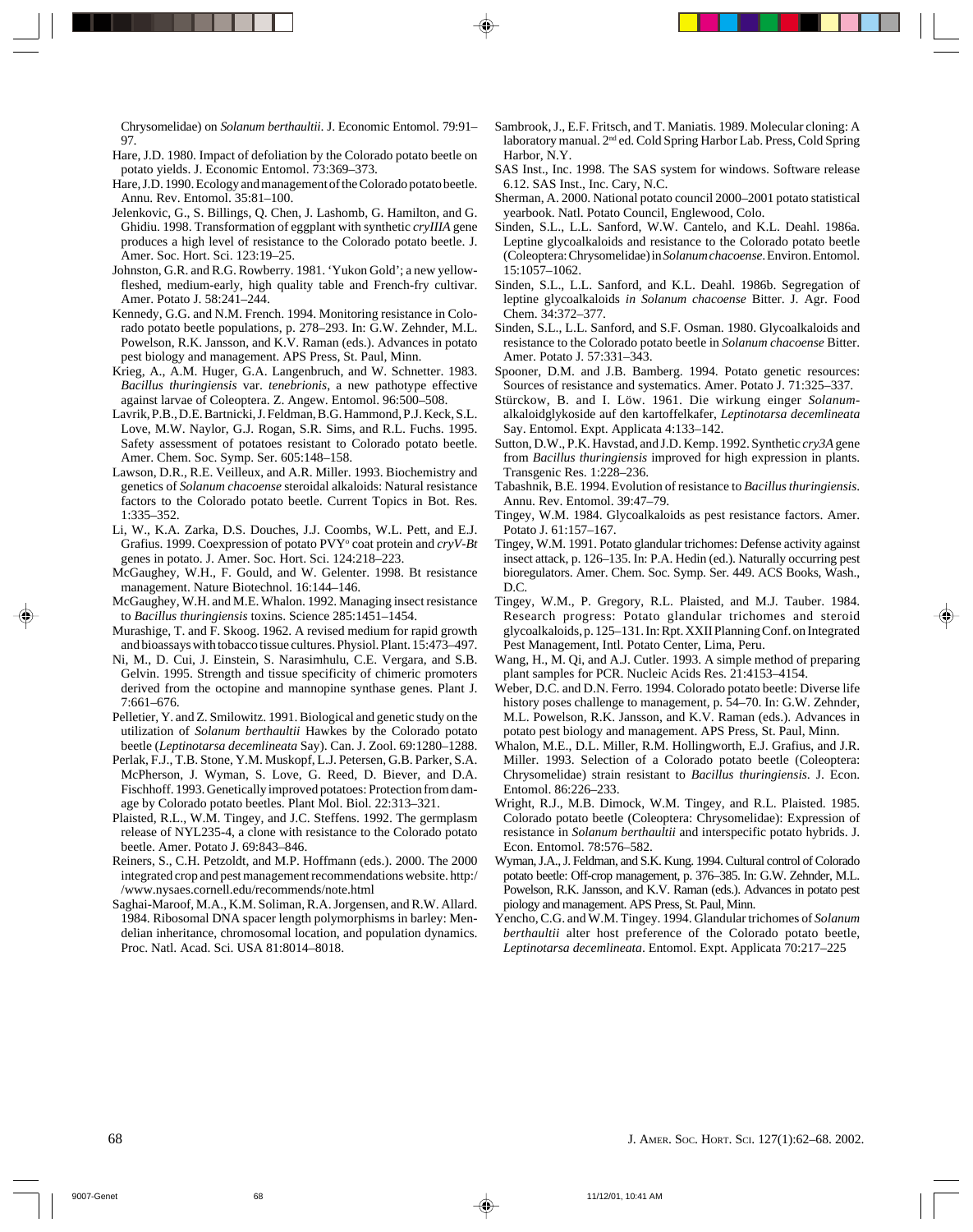Chrysomelidae) on *Solanum berthaultii*. J. Economic Entomol. 79:91–97.

Hare, J.D. 1980. Impact of defoliation by the Colorado potato beetle on potato yields. J. Economic Entomol. 73:369–373.

Hare, J.D. 1990. Ecology and management of the Colorado potato beetle. Annu. Rev. Entomol. 35:81–100.

Jelenkovic, G., S. Billings, Q. Chen, J. Lashomb, G. Hamilton, and G. Ghidiu. 1998. Transformation of eggplant with synthetic *cryIIIA* gene produces a high level of resistance to the Colorado potato beetle. J. Amer. Soc. Hort. Sci. 123:19–25.

Johnston, G.R. and R.G. Rowberry. 1981. 'Yukon Gold'; a new yellow-fleshed, medium-early, high quality table and French-fry cultivar. Amer. Potato J. 58:241–244.

Kennedy, G.G. and N.M. French. 1994. Monitoring resistance in Colorado potato beetle populations, p. 278–293. In: G.W. Zehnder, M.L. Powelson, R.K. Jansson, and K.V. Raman (eds.). Advances in potato pest biology and management. APS Press, St. Paul, Minn.

Krieg, A., A.M. Huger, G.A. Langenbruch, and W. Schnetter. 1983. *Bacillus thuringiensis* var. *tenebrionis*, a new pathotype effective against larvae of Coleoptera. Z. Angew. Entomol. 96:500–508.

Lavrik, P.B., D.E. Bartnicki, J. Feldman, B.G. Hammond, P.J. Keck, S.L. Love, M.W. Naylor, G.J. Rogan, S.R. Sims, and R.L. Fuchs. 1995. Safety assessment of potatoes resistant to Colorado potato beetle. Amer. Chem. Soc. Symp. Ser. 605:148–158.

Lawson, D.R., R.E. Veilleux, and A.R. Miller. 1993. Biochemistry and genetics of *Solanum chacoense* steroidal alkaloids: Natural resistance factors to the Colorado potato beetle. Current Topics in Bot. Res. 1:335–352.

Li, W., K.A. Zarka, D.S. Douches, J.J. Coombs, W.L. Pett, and E.J. Grafius. 1999. Coexpression of potato PVY$^{o}$ coat protein and *cryV-Bt* genes in potato. J. Amer. Soc. Hort. Sci. 124:218–223.

McGaughey, W.H., F. Gould, and W. Gelenter. 1998. Bt resistance management. Nature Biotechnol. 16:144–146.

McGaughey, W.H. and M.E. Whalon. 1992. Managing insect resistance to *Bacillus thuringiensis* toxins. Science 285:1451–1454.

Murashige, T. and F. Skoog. 1962. A revised medium for rapid growth and bioassays with tobacco tissue cultures. Physiol. Plant. 15:473–497.

Ni, M., D. Cui, J. Einstein, S. Narasimhulu, C.E. Vergara, and S.B. Gelvin. 1995. Strength and tissue specificity of chimeric promoters derived from the octopine and mannopine synthase genes. Plant J. 7:661–676.

Pelletier, Y. and Z. Smilowitz. 1991. Biological and genetic study on the utilization of *Solanum berthaultii* Hawkes by the Colorado potato beetle (*Leptinotarsa decemlineata* Say). Can. J. Zool. 69:1280–1288.

Perlak, F.J., T.B. Stone, Y.M. Muskopf, L.J. Petersen, G.B. Parker, S.A. McPherson, J. Wyman, S. Love, G. Reed, D. Biever, and D.A. Fischhoff. 1993. Genetically improved potatoes: Protection from damage by Colorado potato beetles. Plant Mol. Biol. 22:313–321.

Plaisted, R.L., W.M. Tingey, and J.C. Steffens. 1992. The germplasm release of NYL235-4, a clone with resistance to the Colorado potato beetle. Amer. Potato J. 69:843–846.

Reiners, S., C.H. Petzoldt, and M.P. Hoffmann (eds.). 2000. The 2000 integrated crop and pest management recommendations website. http://www.nysaes.cornell.edu/recommends/note.html

Saghai-Maroof, M.A., K.M. Soliman, R.A. Jorgensen, and R.W. Allard. 1984. Ribosomal DNA spacer length polymorphisms in barley: Mendelian inheritance, chromosomal location, and population dynamics. Proc. Natl. Acad. Sci. USA 81:8014–8018.

Sambrook, J., E.F. Fritsch, and T. Maniatis. 1989. Molecular cloning: A laboratory manual. 2$^{nd}$ ed. Cold Spring Harbor Lab. Press, Cold Spring Harbor, N.Y.

SAS Inst., Inc. 1998. The SAS system for windows. Software release 6.12. SAS Inst., Inc. Cary, N.C.

Sherman, A. 2000. National potato council 2000–2001 potato statistical yearbook. Natl. Potato Council, Englewood, Colo.

Sinden, S.L., L.L. Sanford, W.W. Cantelo, and K.L. Deahl. 1986a. Leptine glycoalkaloids and resistance to the Colorado potato beetle (Coleoptera: Chrysomelidae) in *Solanum chacoense*. Environ. Entomol. 15:1057–1062.

Sinden, S.L., L.L. Sanford, and K.L. Deahl. 1986b. Segregation of leptine glycoalkaloids *in Solanum chacoense* Bitter. J. Agr. Food Chem. 34:372–377.

Sinden, S.L., L.L. Sanford, and S.F. Osman. 1980. Glycoalkaloids and resistance to the Colorado potato beetle in *Solanum chacoense* Bitter. Amer. Potato J. 57:331–343.

Spooner, D.M. and J.B. Bamberg. 1994. Potato genetic resources: Sources of resistance and systematics. Amer. Potato J. 71:325–337.

Stürckow, B. and I. Löw. 1961. Die wirkung einger *Solanum*-alkaloidglykoside auf den kartoffelkafer, *Leptinotarsa decemlineata* Say. Entomol. Expt. Applicata 4:133–142.

Sutton, D.W., P.K. Havstad, and J.D. Kemp. 1992. Synthetic *cry3A* gene from *Bacillus thuringiensis* improved for high expression in plants. Transgenic Res. 1:228–236.

Tabashnik, B.E. 1994. Evolution of resistance to *Bacillus thuringiensis*. Annu. Rev. Entomol. 39:47–79.

Tingey, W.M. 1984. Glycoalkaloids as pest resistance factors. Amer. Potato J. 61:157–167.

Tingey, W.M. 1991. Potato glandular trichomes: Defense activity against insect attack, p. 126–135. In: P.A. Hedin (ed.). Naturally occurring pest bioregulators. Amer. Chem. Soc. Symp. Ser. 449. ACS Books, Wash., D.C.

Tingey, W.M., P. Gregory, R.L. Plaisted, and M.J. Tauber. 1984. Research progress: Potato glandular trichomes and steroid glycoalkaloids, p. 125–131. In: Rpt. XXII Planning Conf. on Integrated Pest Management, Intl. Potato Center, Lima, Peru.

Wang, H., M. Qi, and A.J. Cutler. 1993. A simple method of preparing plant samples for PCR. Nucleic Acids Res. 21:4153–4154.

Weber, D.C. and D.N. Ferro. 1994. Colorado potato beetle: Diverse life history poses challenge to management, p. 54–70. In: G.W. Zehnder, M.L. Powelson, R.K. Jansson, and K.V. Raman (eds.). Advances in potato pest biology and management. APS Press, St. Paul, Minn.

Whalon, M.E., D.L. Miller, R.M. Hollingworth, E.J. Grafius, and J.R. Miller. 1993. Selection of a Colorado potato beetle (Coleoptera: Chrysomelidae) strain resistant to *Bacillus thuringiensis*. J. Econ. Entomol. 86:226–233.

Wright, R.J., M.B. Dimock, W.M. Tingey, and R.L. Plaisted. 1985. Colorado potato beetle (Coleoptera: Chrysomelidae): Expression of resistance in *Solanum berthaultii* and interspecific potato hybrids. J. Econ. Entomol. 78:576–582.

Wyman, J.A., J. Feldman, and S.K. Kung. 1994. Cultural control of Colorado potato beetle: Off-crop management, p. 376–385. In: G.W. Zehnder, M.L. Powelson, R.K. Jansson, and K.V. Raman (eds.). Advances in potato pest piology and management. APS Press, St. Paul, Minn.

Yencho, C.G. and W.M. Tingey. 1994. Glandular trichomes of *Solanum berthaultii* alter host preference of the Colorado potato beetle, *Leptinotarsa decemlineata*. Entomol. Expt. Applicata 70:217–225